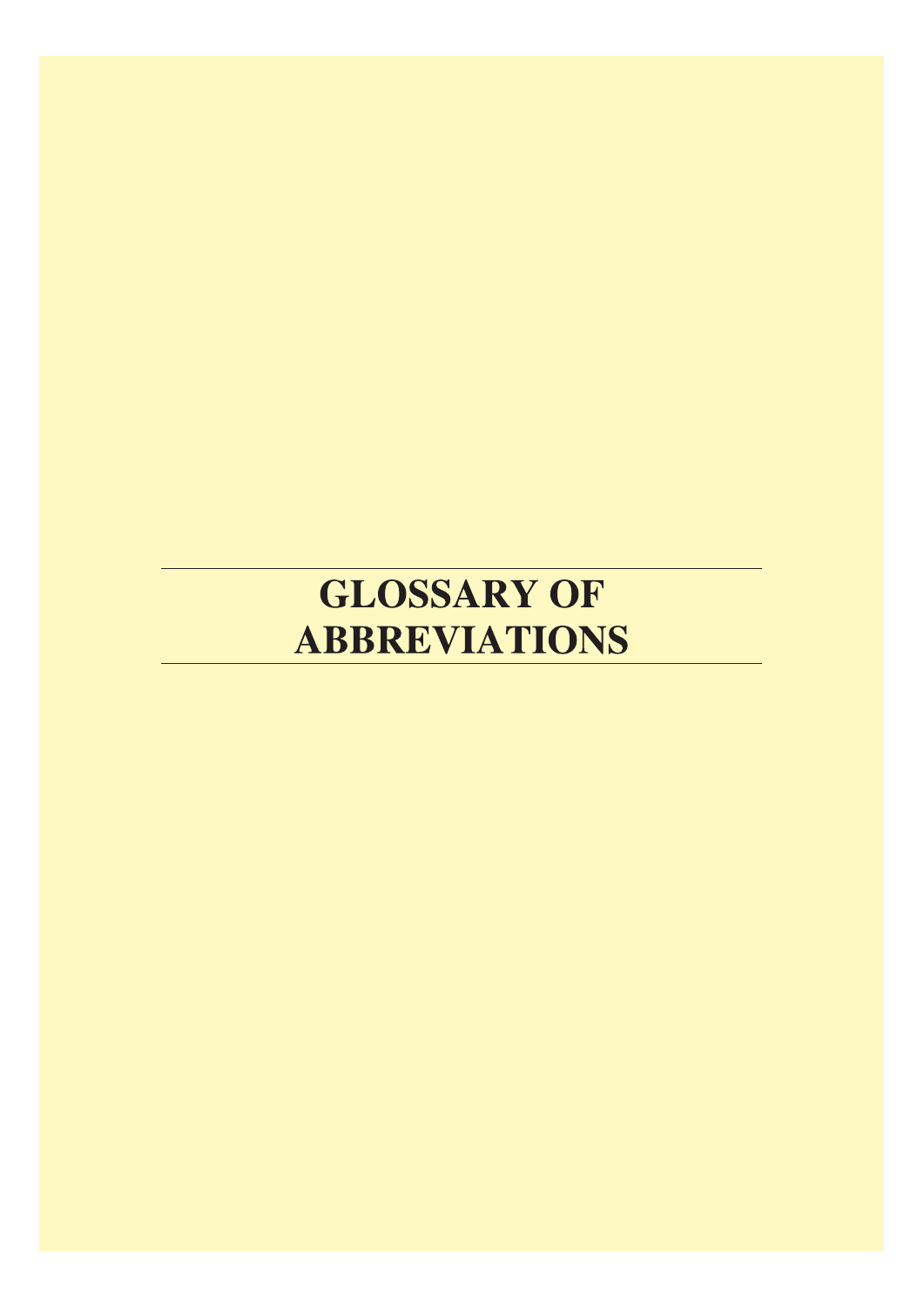# GLOSSARY OF ABBREVIATIONS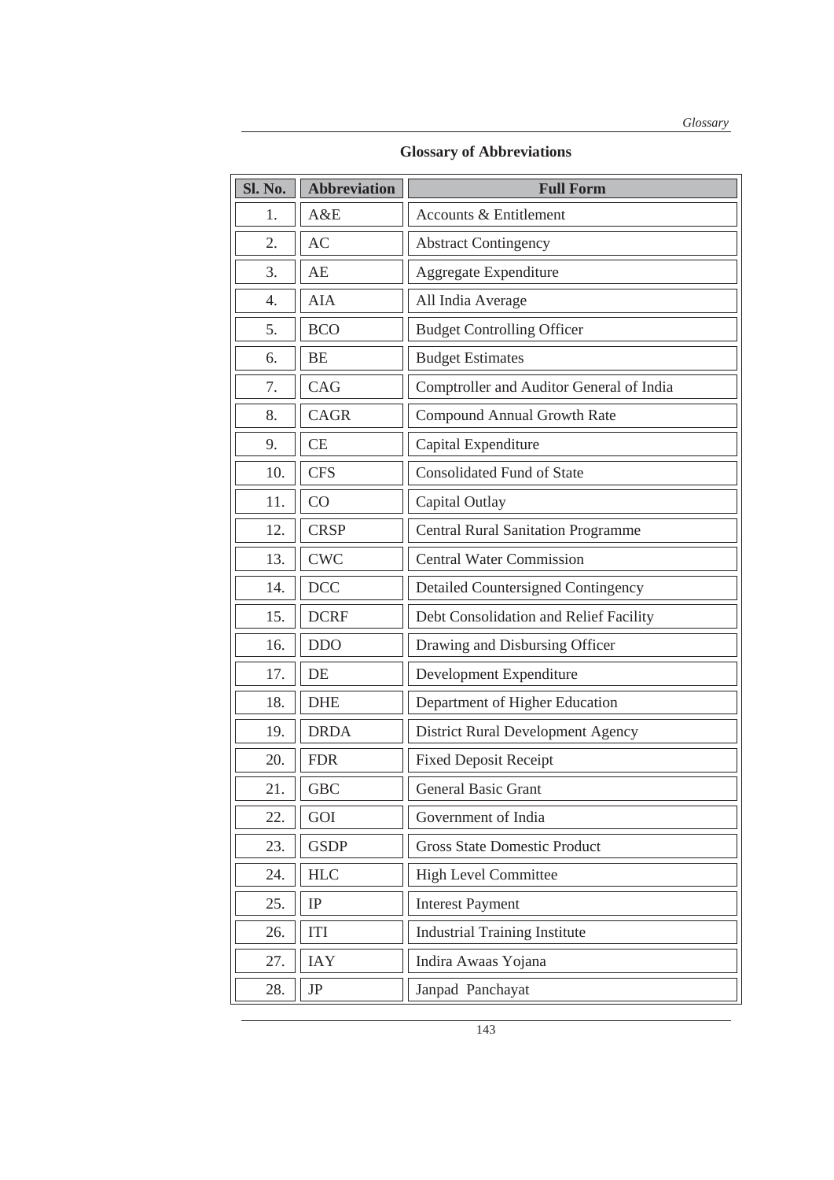## Glossary of Abbreviations

| Sl. No. | Abbreviation | Full Form |
|---|---|---|
| 1. | A&E | Accounts & Entitlement |
| 2. | AC | Abstract Contingency |
| 3. | AE | Aggregate Expenditure |
| 4. | AIA | All India Average |
| 5. | BCO | Budget Controlling Officer |
| 6. | BE | Budget Estimates |
| 7. | CAG | Comptroller and Auditor General of India |
| 8. | CAGR | Compound Annual Growth Rate |
| 9. | CE | Capital Expenditure |
| 10. | CFS | Consolidated Fund of State |
| 11. | CO | Capital Outlay |
| 12. | CRSP | Central Rural Sanitation Programme |
| 13. | CWC | Central Water Commission |
| 14. | DCC | Detailed Countersigned Contingency |
| 15. | DCRF | Debt Consolidation and Relief Facility |
| 16. | DDO | Drawing and Disbursing Officer |
| 17. | DE | Development Expenditure |
| 18. | DHE | Department of Higher Education |
| 19. | DRDA | District Rural Development Agency |
| 20. | FDR | Fixed Deposit Receipt |
| 21. | GBC | General Basic Grant |
| 22. | GOI | Government of India |
| 23. | GSDP | Gross State Domestic Product |
| 24. | HLC | High Level Committee |
| 25. | IP | Interest Payment |
| 26. | ITI | Industrial Training Institute |
| 27. | IAY | Indira Awaas Yojana |
| 28. | JP | Janpad Panchayat |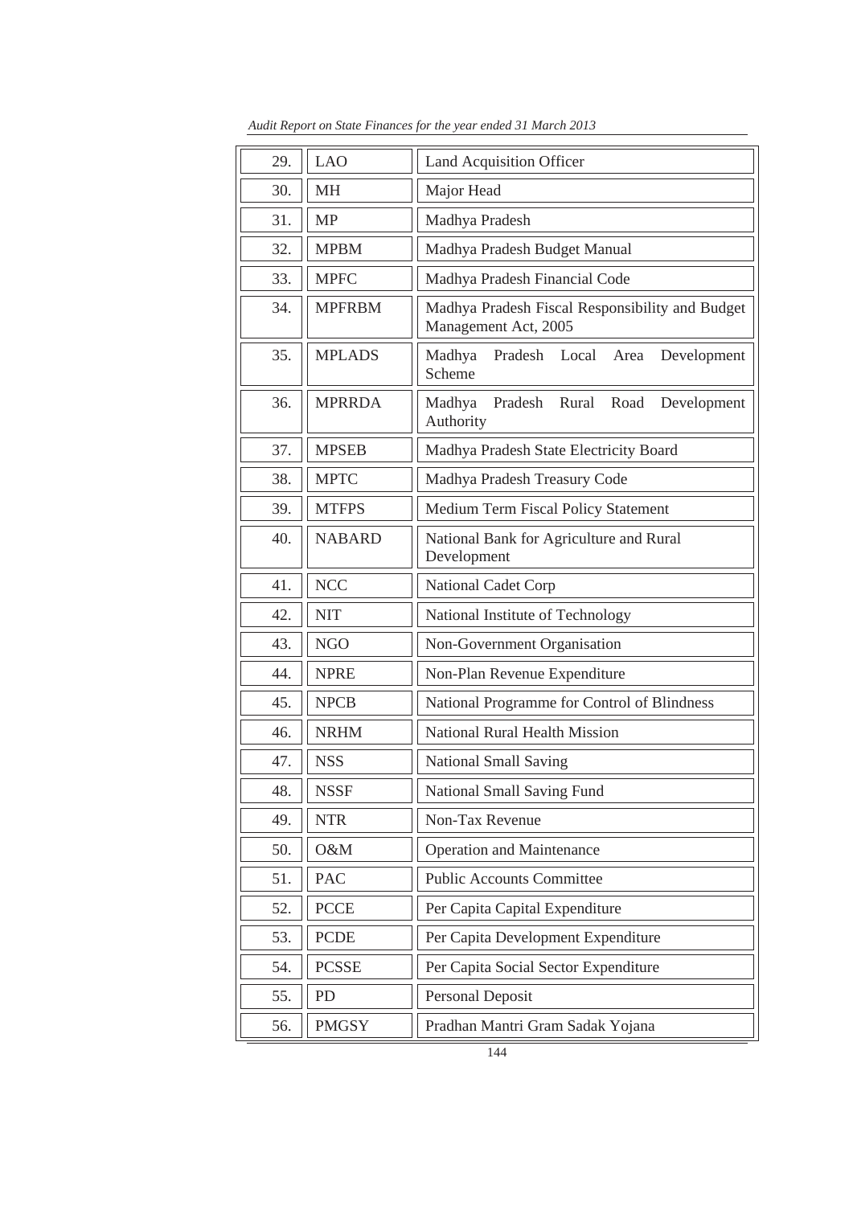| 29. | LAO | Land Acquisition Officer |
|---|---|---|
| 30. | MH | Major Head |
| 31. | MP | Madhya Pradesh |
| 32. | MPBM | Madhya Pradesh Budget Manual |
| 33. | MPFC | Madhya Pradesh Financial Code |
| 34. | MPFRBM | Madhya Pradesh Fiscal Responsibility and Budget Management Act, 2005 |
| 35. | MPLADS | Madhya Pradesh Local Area Development Scheme |
| 36. | MPRRDA | Madhya Pradesh Rural Road Development Authority |
| 37. | MPSEB | Madhya Pradesh State Electricity Board |
| 38. | MPTC | Madhya Pradesh Treasury Code |
| 39. | MTFPS | Medium Term Fiscal Policy Statement |
| 40. | NABARD | National Bank for Agriculture and Rural Development |
| 41. | NCC | National Cadet Corp |
| 42. | NIT | National Institute of Technology |
| 43. | NGO | Non-Government Organisation |
| 44. | NPRE | Non-Plan Revenue Expenditure |
| 45. | NPCB | National Programme for Control of Blindness |
| 46. | NRHM | National Rural Health Mission |
| 47. | NSS | National Small Saving |
| 48. | NSSF | National Small Saving Fund |
| 49. | NTR | Non-Tax Revenue |
| 50. | O&M | Operation and Maintenance |
| 51. | PAC | Public Accounts Committee |
| 52. | PCCE | Per Capita Capital Expenditure |
| 53. | PCDE | Per Capita Development Expenditure |
| 54. | PCSSE | Per Capita Social Sector Expenditure |
| 55. | PD | Personal Deposit |
| 56. | PMGSY | Pradhan Mantri Gram Sadak Yojana |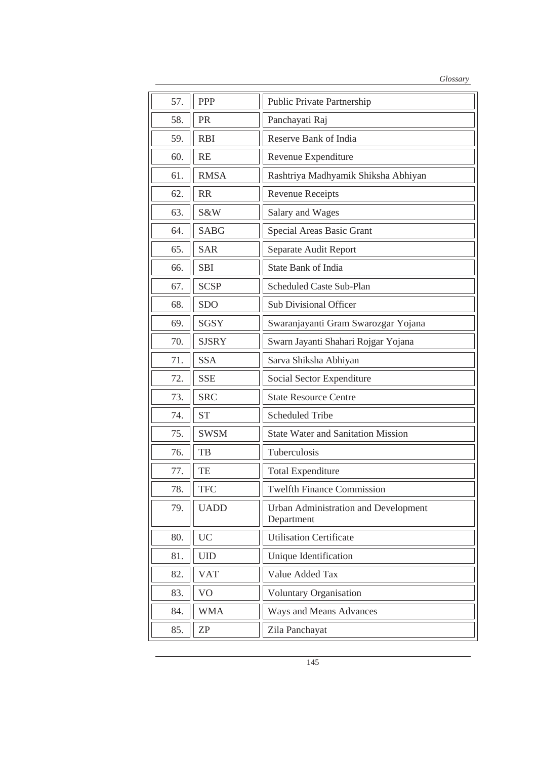| | | |
|---|---|---|
| 57. | PPP | Public Private Partnership |
| 58. | PR | Panchayati Raj |
| 59. | RBI | Reserve Bank of India |
| 60. | RE | Revenue Expenditure |
| 61. | RMSA | Rashtriya Madhyamik Shiksha Abhiyan |
| 62. | RR | Revenue Receipts |
| 63. | S&W | Salary and Wages |
| 64. | SABG | Special Areas Basic Grant |
| 65. | SAR | Separate Audit Report |
| 66. | SBI | State Bank of India |
| 67. | SCSP | Scheduled Caste Sub-Plan |
| 68. | SDO | Sub Divisional Officer |
| 69. | SGSY | Swaranjayanti Gram Swarozgar Yojana |
| 70. | SJSRY | Swarn Jayanti Shahari Rojgar Yojana |
| 71. | SSA | Sarva Shiksha Abhiyan |
| 72. | SSE | Social Sector Expenditure |
| 73. | SRC | State Resource Centre |
| 74. | ST | Scheduled Tribe |
| 75. | SWSM | State Water and Sanitation Mission |
| 76. | TB | Tuberculosis |
| 77. | TE | Total Expenditure |
| 78. | TFC | Twelfth Finance Commission |
| 79. | UADD | Urban Administration and Development Department |
| 80. | UC | Utilisation Certificate |
| 81. | UID | Unique Identification |
| 82. | VAT | Value Added Tax |
| 83. | VO | Voluntary Organisation |
| 84. | WMA | Ways and Means Advances |
| 85. | ZP | Zila Panchayat |